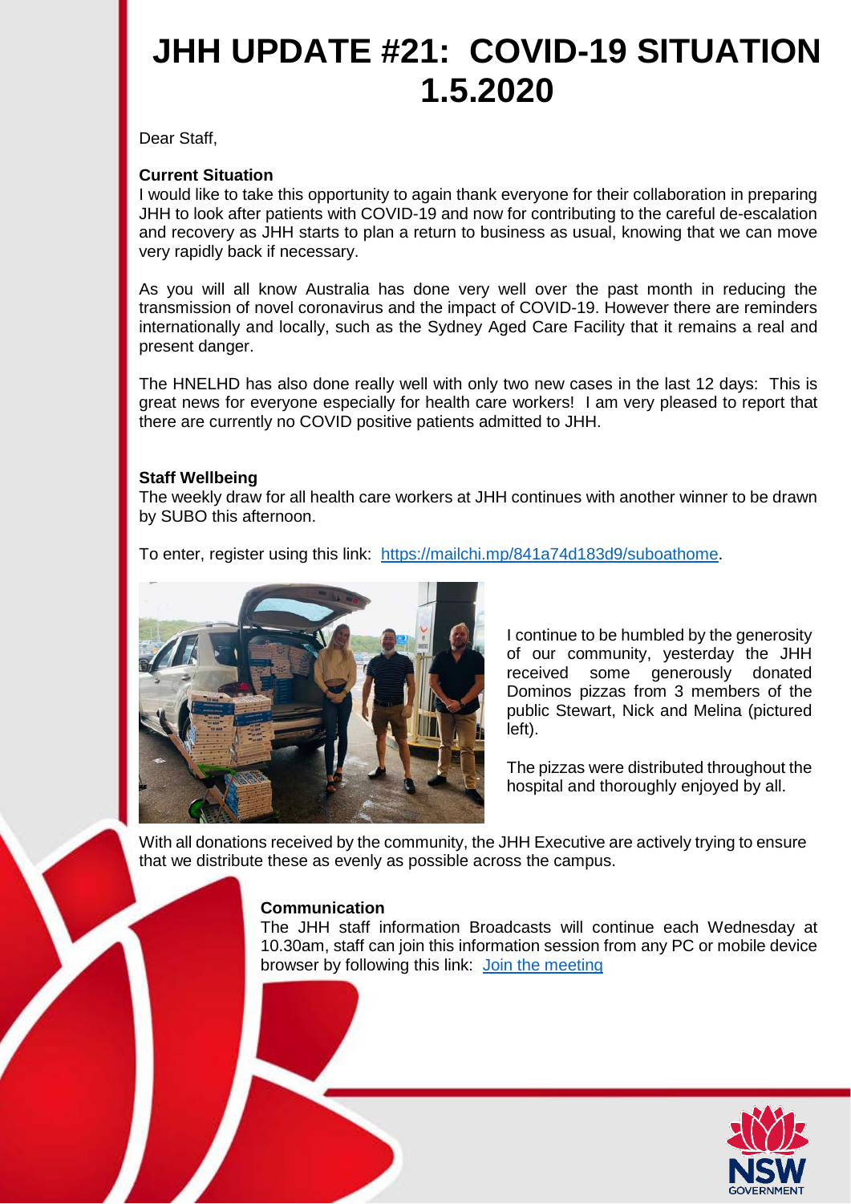# JHH UPDATE #21: COVID-19 SITUATION 1.5.2020

Dear Staff,

**Current Situation**

I would like to take this opportunity to again thank everyone for their collaboration in preparing JHH to look after patients with COVID-19 and now for contributing to the careful de-escalation and recovery as JHH starts to plan a return to business as usual, knowing that we can move very rapidly back if necessary.

As you will all know Australia has done very well over the past month in reducing the transmission of novel coronavirus and the impact of COVID-19. However there are reminders internationally and locally, such as the Sydney Aged Care Facility that it remains a real and present danger.

The HNELHD has also done really well with only two new cases in the last 12 days: This is great news for everyone especially for health care workers! I am very pleased to report that there are currently no COVID positive patients admitted to JHH.

**Staff Wellbeing**

The weekly draw for all health care workers at JHH continues with another winner to be drawn by SUBO this afternoon.

To enter, register using this link: [https://mailchi.mp/841a74d183d9/suboathome](https://mailchi.mp/841a74d183d9/suboathome).

I continue to be humbled by the generosity of our community, yesterday the JHH received some generously donated Dominos pizzas from 3 members of the public Stewart, Nick and Melina (pictured left).

The pizzas were distributed throughout the hospital and thoroughly enjoyed by all.

With all donations received by the community, the JHH Executive are actively trying to ensure that we distribute these as evenly as possible across the campus.

**Communication**

The JHH staff information Broadcasts will continue each Wednesday at 10.30am, staff can join this information session from any PC or mobile device browser by following this link: Join the meeting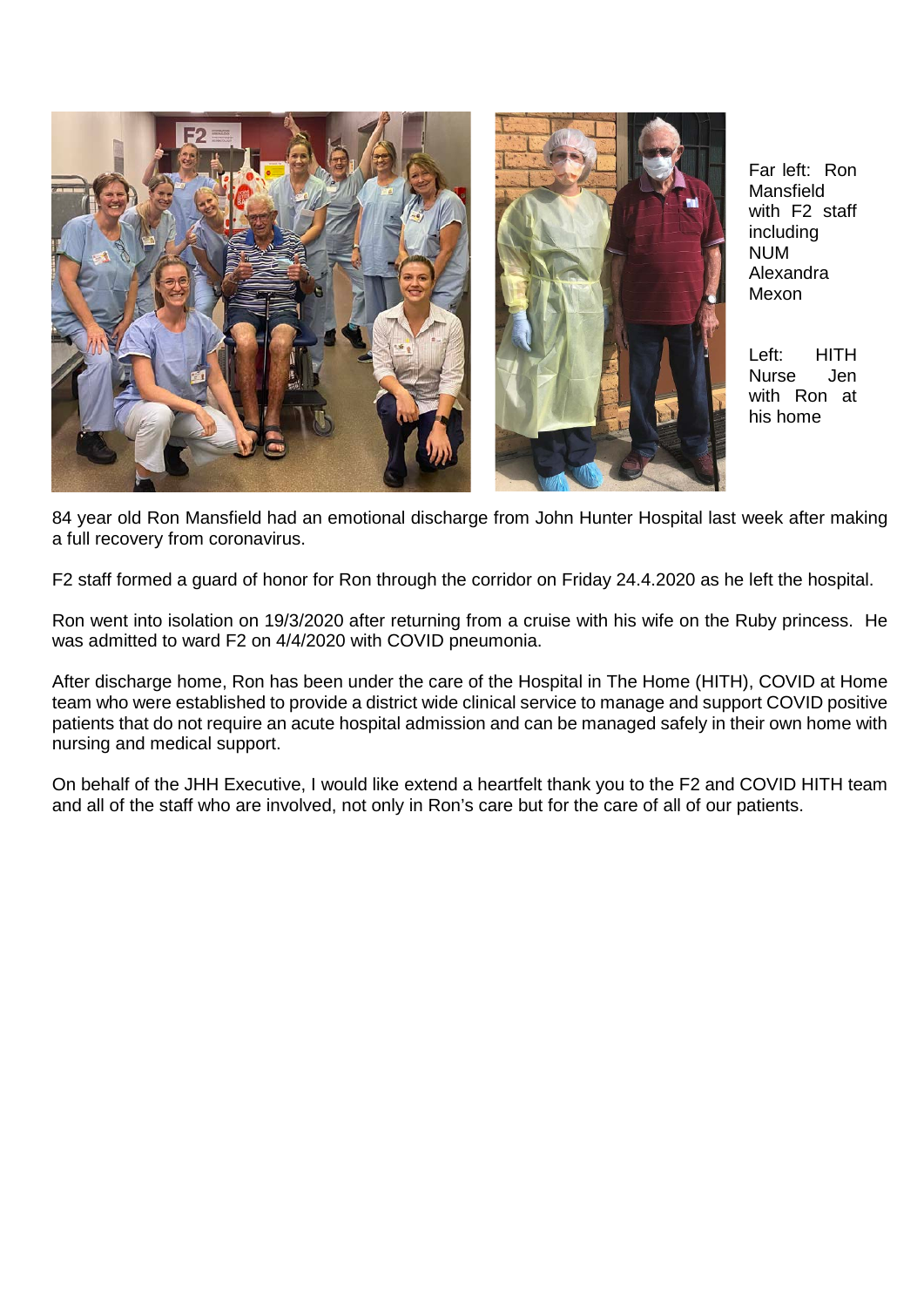Far left: Ron Mansfield with F2 staff including NUM Alexandra Mexon

Left: HITH Nurse Jen with Ron at his home

84 year old Ron Mansfield had an emotional discharge from John Hunter Hospital last week after making a full recovery from coronavirus.

F2 staff formed a guard of honor for Ron through the corridor on Friday 24.4.2020 as he left the hospital.

Ron went into isolation on 19/3/2020 after returning from a cruise with his wife on the Ruby princess. He was admitted to ward F2 on 4/4/2020 with COVID pneumonia.

After discharge home, Ron has been under the care of the Hospital in The Home (HITH), COVID at Home team who were established to provide a district wide clinical service to manage and support COVID positive patients that do not require an acute hospital admission and can be managed safely in their own home with nursing and medical support.

On behalf of the JHH Executive, I would like extend a heartfelt thank you to the F2 and COVID HITH team and all of the staff who are involved, not only in Ron's care but for the care of all of our patients.